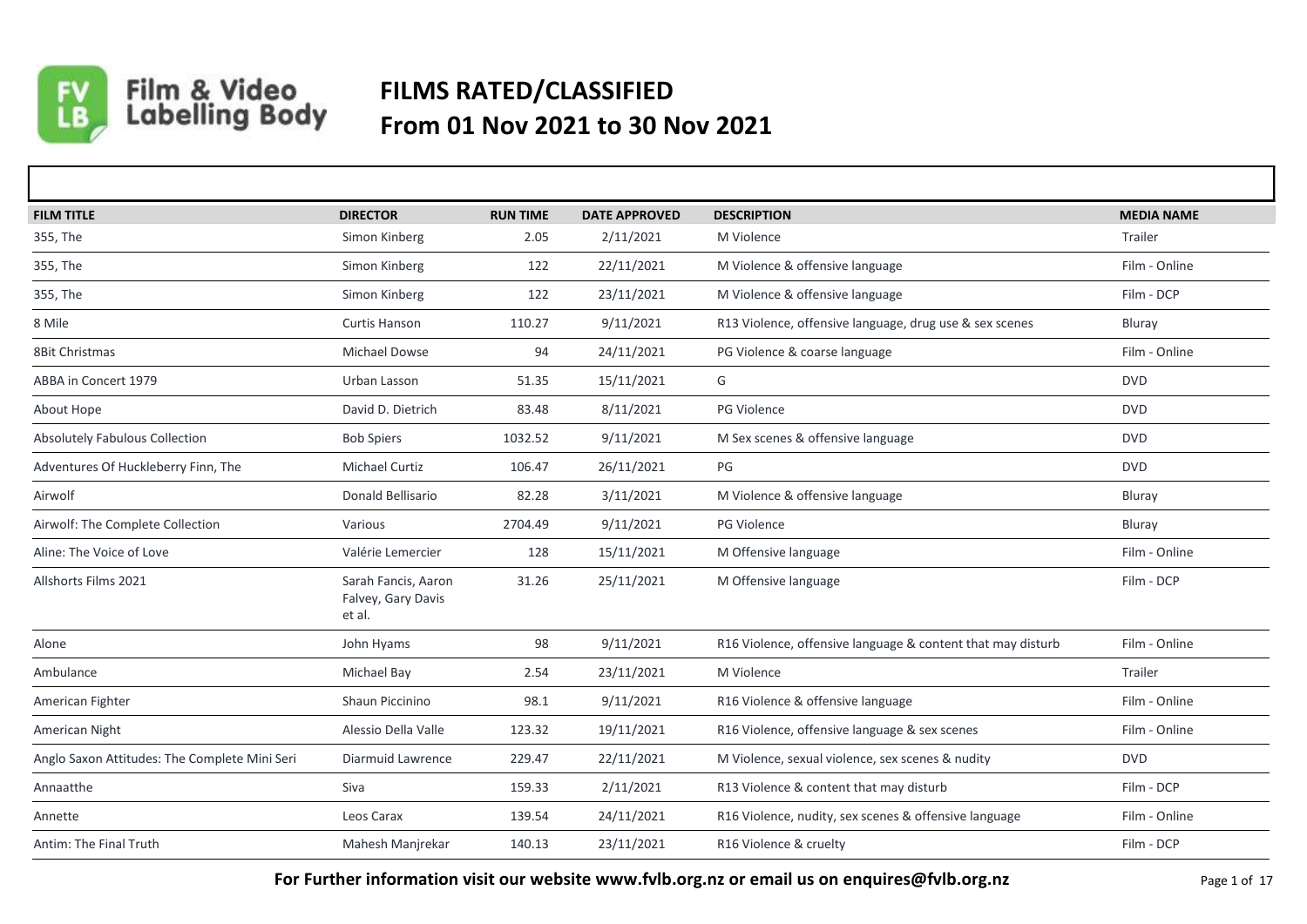# FILMS RATED/CLASSIFIED

## From 01 Nov 2021 to 30 Nov 2021

| FILM TITLE | DIRECTOR | RUN TIME | DATE APPROVED | DESCRIPTION | MEDIA NAME |
|---|---|---|---|---|---|
| 355, The | Simon Kinberg | 2.05 | 2/11/2021 | M Violence | Trailer |
| 355, The | Simon Kinberg | 122 | 22/11/2021 | M Violence & offensive language | Film - Online |
| 355, The | Simon Kinberg | 122 | 23/11/2021 | M Violence & offensive language | Film - DCP |
| 8 Mile | Curtis Hanson | 110.27 | 9/11/2021 | R13 Violence, offensive language, drug use & sex scenes | Bluray |
| 8Bit Christmas | Michael Dowse | 94 | 24/11/2021 | PG Violence & coarse language | Film - Online |
| ABBA in Concert 1979 | Urban Lasson | 51.35 | 15/11/2021 | G | DVD |
| About Hope | David D. Dietrich | 83.48 | 8/11/2021 | PG Violence | DVD |
| Absolutely Fabulous Collection | Bob Spiers | 1032.52 | 9/11/2021 | M Sex scenes & offensive language | DVD |
| Adventures Of Huckleberry Finn, The | Michael Curtiz | 106.47 | 26/11/2021 | PG | DVD |
| Airwolf | Donald Bellisario | 82.28 | 3/11/2021 | M Violence & offensive language | Bluray |
| Airwolf: The Complete Collection | Various | 2704.49 | 9/11/2021 | PG Violence | Bluray |
| Aline: The Voice of Love | Valérie Lemercier | 128 | 15/11/2021 | M Offensive language | Film - Online |
| Allshorts Films 2021 | Sarah Fancis, Aaron Falvey, Gary Davis et al. | 31.26 | 25/11/2021 | M Offensive language | Film - DCP |
| Alone | John Hyams | 98 | 9/11/2021 | R16 Violence, offensive language & content that may disturb | Film - Online |
| Ambulance | Michael Bay | 2.54 | 23/11/2021 | M Violence | Trailer |
| American Fighter | Shaun Piccinino | 98.1 | 9/11/2021 | R16 Violence & offensive language | Film - Online |
| American Night | Alessio Della Valle | 123.32 | 19/11/2021 | R16 Violence, offensive language & sex scenes | Film - Online |
| Anglo Saxon Attitudes: The Complete Mini Seri | Diarmuid Lawrence | 229.47 | 22/11/2021 | M Violence, sexual violence, sex scenes & nudity | DVD |
| Annaatthe | Siva | 159.33 | 2/11/2021 | R13 Violence & content that may disturb | Film - DCP |
| Annette | Leos Carax | 139.54 | 24/11/2021 | R16 Violence, nudity, sex scenes & offensive language | Film - Online |
| Antim: The Final Truth | Mahesh Manjrekar | 140.13 | 23/11/2021 | R16 Violence & cruelty | Film - DCP |

**For Further information visit our website www.fvlb.org.nz or email us on enquires@fvlb.org.nz**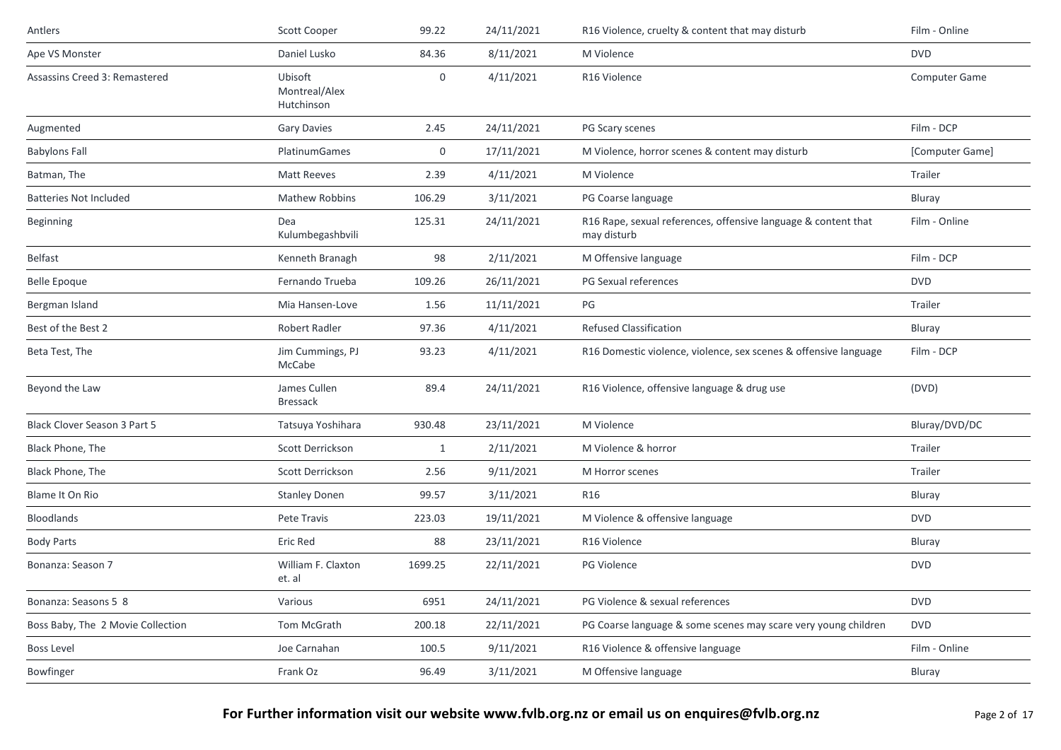| | | | | | |
|---|---|---|---|---|---|
| Antlers | Scott Cooper | 99.22 | 24/11/2021 | R16 Violence, cruelty & content that may disturb | Film - Online |
| Ape VS Monster | Daniel Lusko | 84.36 | 8/11/2021 | M Violence | DVD |
| Assassins Creed 3: Remastered | Ubisoft Montreal/Alex Hutchinson | 0 | 4/11/2021 | R16 Violence | Computer Game |
| Augmented | Gary Davies | 2.45 | 24/11/2021 | PG Scary scenes | Film - DCP |
| Babylons Fall | PlatinumGames | 0 | 17/11/2021 | M Violence, horror scenes & content may disturb | [Computer Game] |
| Batman, The | Matt Reeves | 2.39 | 4/11/2021 | M Violence | Trailer |
| Batteries Not Included | Mathew Robbins | 106.29 | 3/11/2021 | PG Coarse language | Bluray |
| Beginning | Dea Kulumbegashbvili | 125.31 | 24/11/2021 | R16 Rape, sexual references, offensive language & content that may disturb | Film - Online |
| Belfast | Kenneth Branagh | 98 | 2/11/2021 | M Offensive language | Film - DCP |
| Belle Epoque | Fernando Trueba | 109.26 | 26/11/2021 | PG Sexual references | DVD |
| Bergman Island | Mia Hansen-Love | 1.56 | 11/11/2021 | PG | Trailer |
| Best of the Best 2 | Robert Radler | 97.36 | 4/11/2021 | Refused Classification | Bluray |
| Beta Test, The | Jim Cummings, PJ McCabe | 93.23 | 4/11/2021 | R16 Domestic violence, violence, sex scenes & offensive language | Film - DCP |
| Beyond the Law | James Cullen Bressack | 89.4 | 24/11/2021 | R16 Violence, offensive language & drug use | (DVD) |
| Black Clover Season 3 Part 5 | Tatsuya Yoshihara | 930.48 | 23/11/2021 | M Violence | Bluray/DVD/DC |
| Black Phone, The | Scott Derrickson | 1 | 2/11/2021 | M Violence & horror | Trailer |
| Black Phone, The | Scott Derrickson | 2.56 | 9/11/2021 | M Horror scenes | Trailer |
| Blame It On Rio | Stanley Donen | 99.57 | 3/11/2021 | R16 | Bluray |
| Bloodlands | Pete Travis | 223.03 | 19/11/2021 | M Violence & offensive language | DVD |
| Body Parts | Eric Red | 88 | 23/11/2021 | R16 Violence | Bluray |
| Bonanza: Season 7 | William F. Claxton et. al | 1699.25 | 22/11/2021 | PG Violence | DVD |
| Bonanza: Seasons 5 8 | Various | 6951 | 24/11/2021 | PG Violence & sexual references | DVD |
| Boss Baby, The 2 Movie Collection | Tom McGrath | 200.18 | 22/11/2021 | PG Coarse language & some scenes may scare very young children | DVD |
| Boss Level | Joe Carnahan | 100.5 | 9/11/2021 | R16 Violence & offensive language | Film - Online |
| Bowfinger | Frank Oz | 96.49 | 3/11/2021 | M Offensive language | Bluray |

**For Further information visit our website www.fvlb.org.nz or email us on enquires@fvlb.org.nz**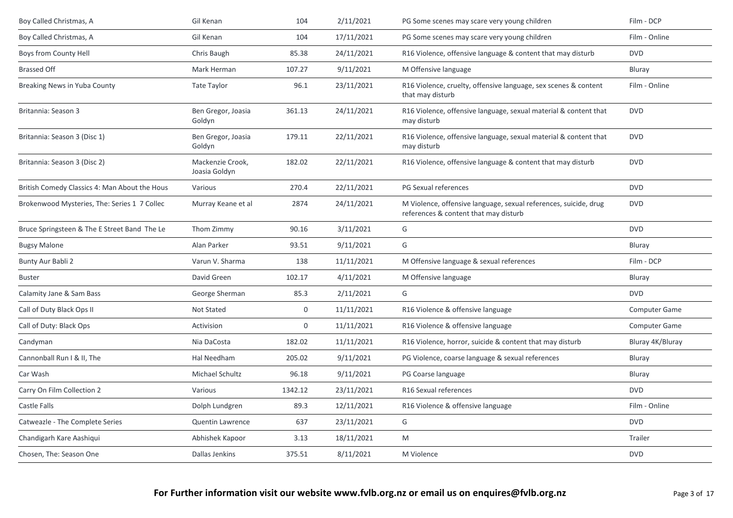| | | | | | |
|---|---|---|---|---|---|
| Boy Called Christmas, A | Gil Kenan | 104 | 2/11/2021 | PG Some scenes may scare very young children | Film - DCP |
| Boy Called Christmas, A | Gil Kenan | 104 | 17/11/2021 | PG Some scenes may scare very young children | Film - Online |
| Boys from County Hell | Chris Baugh | 85.38 | 24/11/2021 | R16 Violence, offensive language & content that may disturb | DVD |
| Brassed Off | Mark Herman | 107.27 | 9/11/2021 | M Offensive language | Bluray |
| Breaking News in Yuba County | Tate Taylor | 96.1 | 23/11/2021 | R16 Violence, cruelty, offensive language, sex scenes & content that may disturb | Film - Online |
| Britannia: Season 3 | Ben Gregor, Joasia Goldyn | 361.13 | 24/11/2021 | R16 Violence, offensive language, sexual material & content that may disturb | DVD |
| Britannia: Season 3 (Disc 1) | Ben Gregor, Joasia Goldyn | 179.11 | 22/11/2021 | R16 Violence, offensive language, sexual material & content that may disturb | DVD |
| Britannia: Season 3 (Disc 2) | Mackenzie Crook, Joasia Goldyn | 182.02 | 22/11/2021 | R16 Violence, offensive language & content that may disturb | DVD |
| British Comedy Classics 4: Man About the Hous | Various | 270.4 | 22/11/2021 | PG Sexual references | DVD |
| Brokenwood Mysteries, The: Series 1 7 Collec | Murray Keane et al | 2874 | 24/11/2021 | M Violence, offensive language, sexual references, suicide, drug references & content that may disturb | DVD |
| Bruce Springsteen & The E Street Band The Le | Thom Zimmy | 90.16 | 3/11/2021 | G | DVD |
| Bugsy Malone | Alan Parker | 93.51 | 9/11/2021 | G | Bluray |
| Bunty Aur Babli 2 | Varun V. Sharma | 138 | 11/11/2021 | M Offensive language & sexual references | Film - DCP |
| Buster | David Green | 102.17 | 4/11/2021 | M Offensive language | Bluray |
| Calamity Jane & Sam Bass | George Sherman | 85.3 | 2/11/2021 | G | DVD |
| Call of Duty Black Ops II | Not Stated | 0 | 11/11/2021 | R16 Violence & offensive language | Computer Game |
| Call of Duty: Black Ops | Activision | 0 | 11/11/2021 | R16 Violence & offensive language | Computer Game |
| Candyman | Nia DaCosta | 182.02 | 11/11/2021 | R16 Violence, horror, suicide & content that may disturb | Bluray 4K/Bluray |
| Cannonball Run I & II, The | Hal Needham | 205.02 | 9/11/2021 | PG Violence, coarse language & sexual references | Bluray |
| Car Wash | Michael Schultz | 96.18 | 9/11/2021 | PG Coarse language | Bluray |
| Carry On Film Collection 2 | Various | 1342.12 | 23/11/2021 | R16 Sexual references | DVD |
| Castle Falls | Dolph Lundgren | 89.3 | 12/11/2021 | R16 Violence & offensive language | Film - Online |
| Catweazle - The Complete Series | Quentin Lawrence | 637 | 23/11/2021 | G | DVD |
| Chandigarh Kare Aashiqui | Abhishek Kapoor | 3.13 | 18/11/2021 | M | Trailer |
| Chosen, The: Season One | Dallas Jenkins | 375.51 | 8/11/2021 | M Violence | DVD |

**For Further information visit our website www.fvlb.org.nz or email us on enquires@fvlb.org.nz**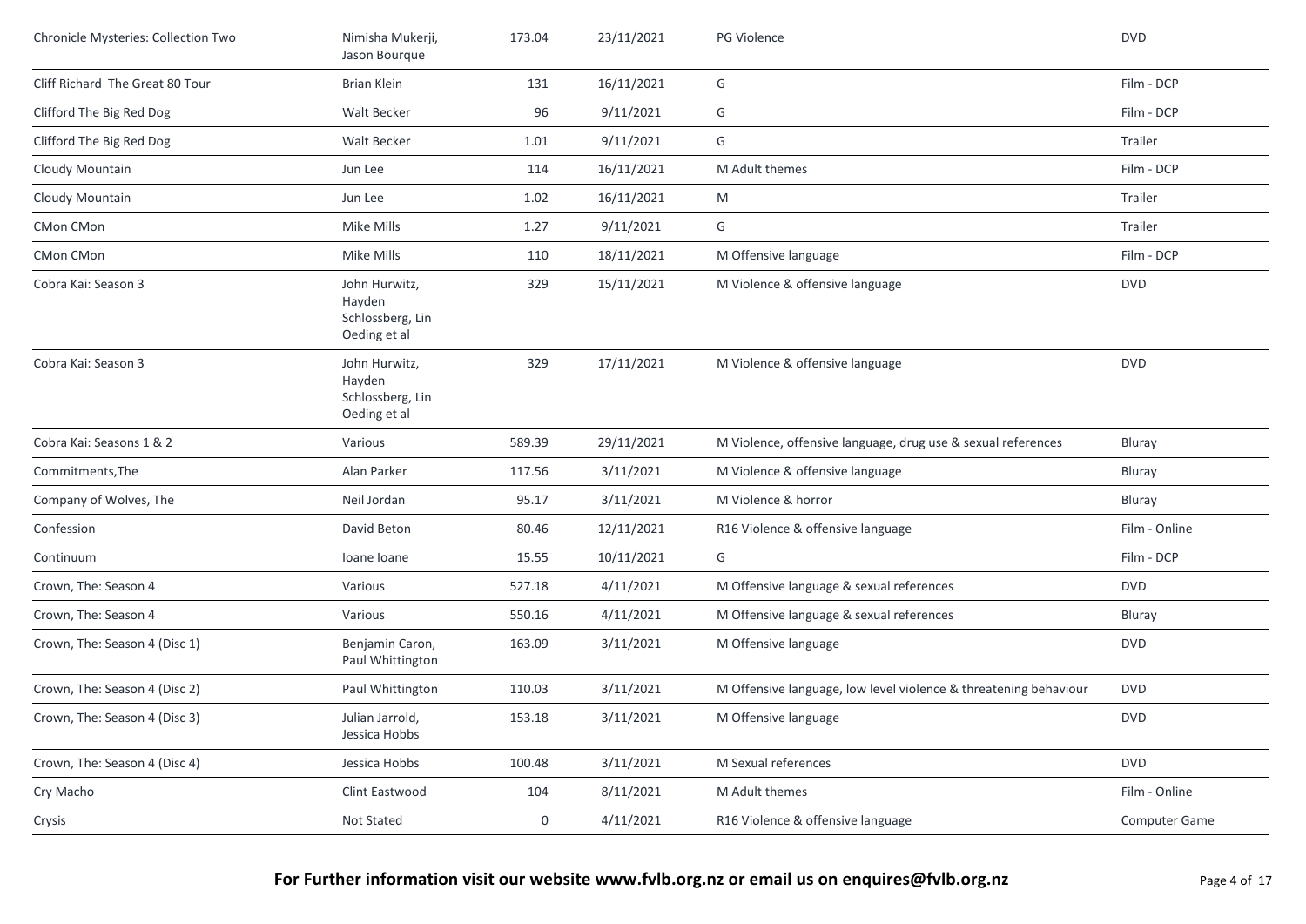| | | | | | |
|---|---|---|---|---|---|
| Chronicle Mysteries: Collection Two | Nimisha Mukerji, Jason Bourque | 173.04 | 23/11/2021 | PG Violence | DVD |
| Cliff Richard The Great 80 Tour | Brian Klein | 131 | 16/11/2021 | G | Film - DCP |
| Clifford The Big Red Dog | Walt Becker | 96 | 9/11/2021 | G | Film - DCP |
| Clifford The Big Red Dog | Walt Becker | 1.01 | 9/11/2021 | G | Trailer |
| Cloudy Mountain | Jun Lee | 114 | 16/11/2021 | M Adult themes | Film - DCP |
| Cloudy Mountain | Jun Lee | 1.02 | 16/11/2021 | M | Trailer |
| CMon CMon | Mike Mills | 1.27 | 9/11/2021 | G | Trailer |
| CMon CMon | Mike Mills | 110 | 18/11/2021 | M Offensive language | Film - DCP |
| Cobra Kai: Season 3 | John Hurwitz, Hayden Schlossberg, Lin Oeding et al | 329 | 15/11/2021 | M Violence & offensive language | DVD |
| Cobra Kai: Season 3 | John Hurwitz, Hayden Schlossberg, Lin Oeding et al | 329 | 17/11/2021 | M Violence & offensive language | DVD |
| Cobra Kai: Seasons 1 & 2 | Various | 589.39 | 29/11/2021 | M Violence, offensive language, drug use & sexual references | Bluray |
| Commitments,The | Alan Parker | 117.56 | 3/11/2021 | M Violence & offensive language | Bluray |
| Company of Wolves, The | Neil Jordan | 95.17 | 3/11/2021 | M Violence & horror | Bluray |
| Confession | David Beton | 80.46 | 12/11/2021 | R16 Violence & offensive language | Film - Online |
| Continuum | Ioane Ioane | 15.55 | 10/11/2021 | G | Film - DCP |
| Crown, The: Season 4 | Various | 527.18 | 4/11/2021 | M Offensive language & sexual references | DVD |
| Crown, The: Season 4 | Various | 550.16 | 4/11/2021 | M Offensive language & sexual references | Bluray |
| Crown, The: Season 4 (Disc 1) | Benjamin Caron, Paul Whittington | 163.09 | 3/11/2021 | M Offensive language | DVD |
| Crown, The: Season 4 (Disc 2) | Paul Whittington | 110.03 | 3/11/2021 | M Offensive language, low level violence & threatening behaviour | DVD |
| Crown, The: Season 4 (Disc 3) | Julian Jarrold, Jessica Hobbs | 153.18 | 3/11/2021 | M Offensive language | DVD |
| Crown, The: Season 4 (Disc 4) | Jessica Hobbs | 100.48 | 3/11/2021 | M Sexual references | DVD |
| Cry Macho | Clint Eastwood | 104 | 8/11/2021 | M Adult themes | Film - Online |
| Crysis | Not Stated | 0 | 4/11/2021 | R16 Violence & offensive language | Computer Game |

**For Further information visit our website www.fvlb.org.nz or email us on enquires@fvlb.org.nz**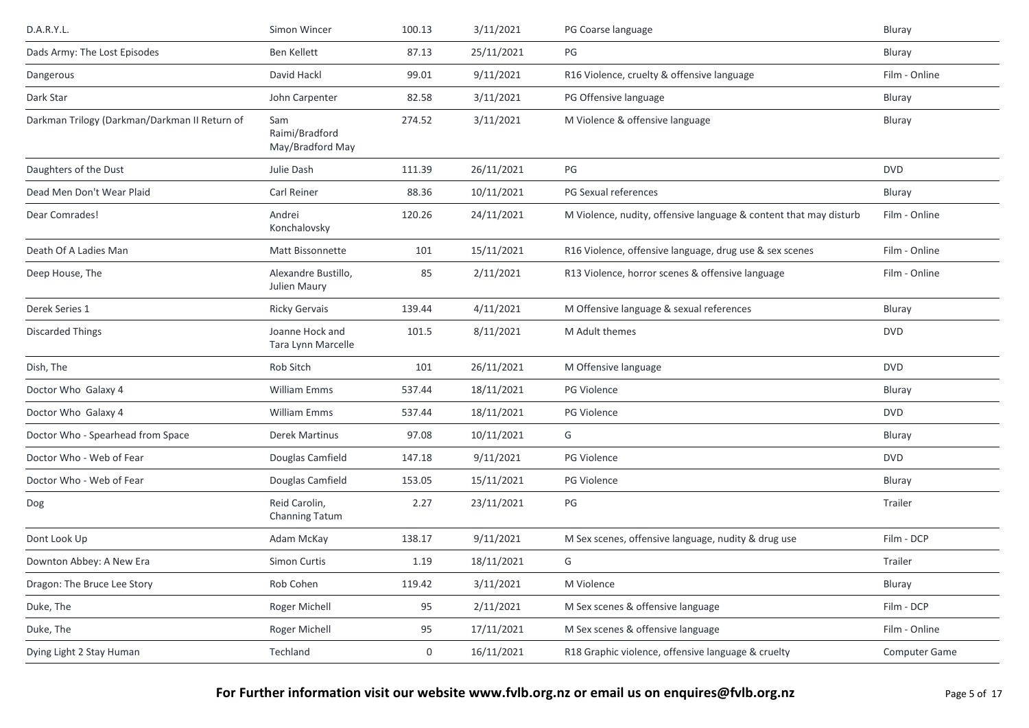| | | | | | |
|---|---|---|---|---|---|
| D.A.R.Y.L. | Simon Wincer | 100.13 | 3/11/2021 | PG Coarse language | Bluray |
| Dads Army: The Lost Episodes | Ben Kellett | 87.13 | 25/11/2021 | PG | Bluray |
| Dangerous | David Hackl | 99.01 | 9/11/2021 | R16 Violence, cruelty & offensive language | Film - Online |
| Dark Star | John Carpenter | 82.58 | 3/11/2021 | PG Offensive language | Bluray |
| Darkman Trilogy (Darkman/Darkman II Return of | Sam Raimi/Bradford May/Bradford May | 274.52 | 3/11/2021 | M Violence & offensive language | Bluray |
| Daughters of the Dust | Julie Dash | 111.39 | 26/11/2021 | PG | DVD |
| Dead Men Don't Wear Plaid | Carl Reiner | 88.36 | 10/11/2021 | PG Sexual references | Bluray |
| Dear Comrades! | Andrei Konchalovsky | 120.26 | 24/11/2021 | M Violence, nudity, offensive language & content that may disturb | Film - Online |
| Death Of A Ladies Man | Matt Bissonnette | 101 | 15/11/2021 | R16 Violence, offensive language, drug use & sex scenes | Film - Online |
| Deep House, The | Alexandre Bustillo, Julien Maury | 85 | 2/11/2021 | R13 Violence, horror scenes & offensive language | Film - Online |
| Derek Series 1 | Ricky Gervais | 139.44 | 4/11/2021 | M Offensive language & sexual references | Bluray |
| Discarded Things | Joanne Hock and Tara Lynn Marcelle | 101.5 | 8/11/2021 | M Adult themes | DVD |
| Dish, The | Rob Sitch | 101 | 26/11/2021 | M Offensive language | DVD |
| Doctor Who Galaxy 4 | William Emms | 537.44 | 18/11/2021 | PG Violence | Bluray |
| Doctor Who Galaxy 4 | William Emms | 537.44 | 18/11/2021 | PG Violence | DVD |
| Doctor Who - Spearhead from Space | Derek Martinus | 97.08 | 10/11/2021 | G | Bluray |
| Doctor Who - Web of Fear | Douglas Camfield | 147.18 | 9/11/2021 | PG Violence | DVD |
| Doctor Who - Web of Fear | Douglas Camfield | 153.05 | 15/11/2021 | PG Violence | Bluray |
| Dog | Reid Carolin, Channing Tatum | 2.27 | 23/11/2021 | PG | Trailer |
| Dont Look Up | Adam McKay | 138.17 | 9/11/2021 | M Sex scenes, offensive language, nudity & drug use | Film - DCP |
| Downton Abbey: A New Era | Simon Curtis | 1.19 | 18/11/2021 | G | Trailer |
| Dragon: The Bruce Lee Story | Rob Cohen | 119.42 | 3/11/2021 | M Violence | Bluray |
| Duke, The | Roger Michell | 95 | 2/11/2021 | M Sex scenes & offensive language | Film - DCP |
| Duke, The | Roger Michell | 95 | 17/11/2021 | M Sex scenes & offensive language | Film - Online |
| Dying Light 2 Stay Human | Techland | 0 | 16/11/2021 | R18 Graphic violence, offensive language & cruelty | Computer Game |

**For Further information visit our website www.fvlb.org.nz or email us on enquires@fvlb.org.nz**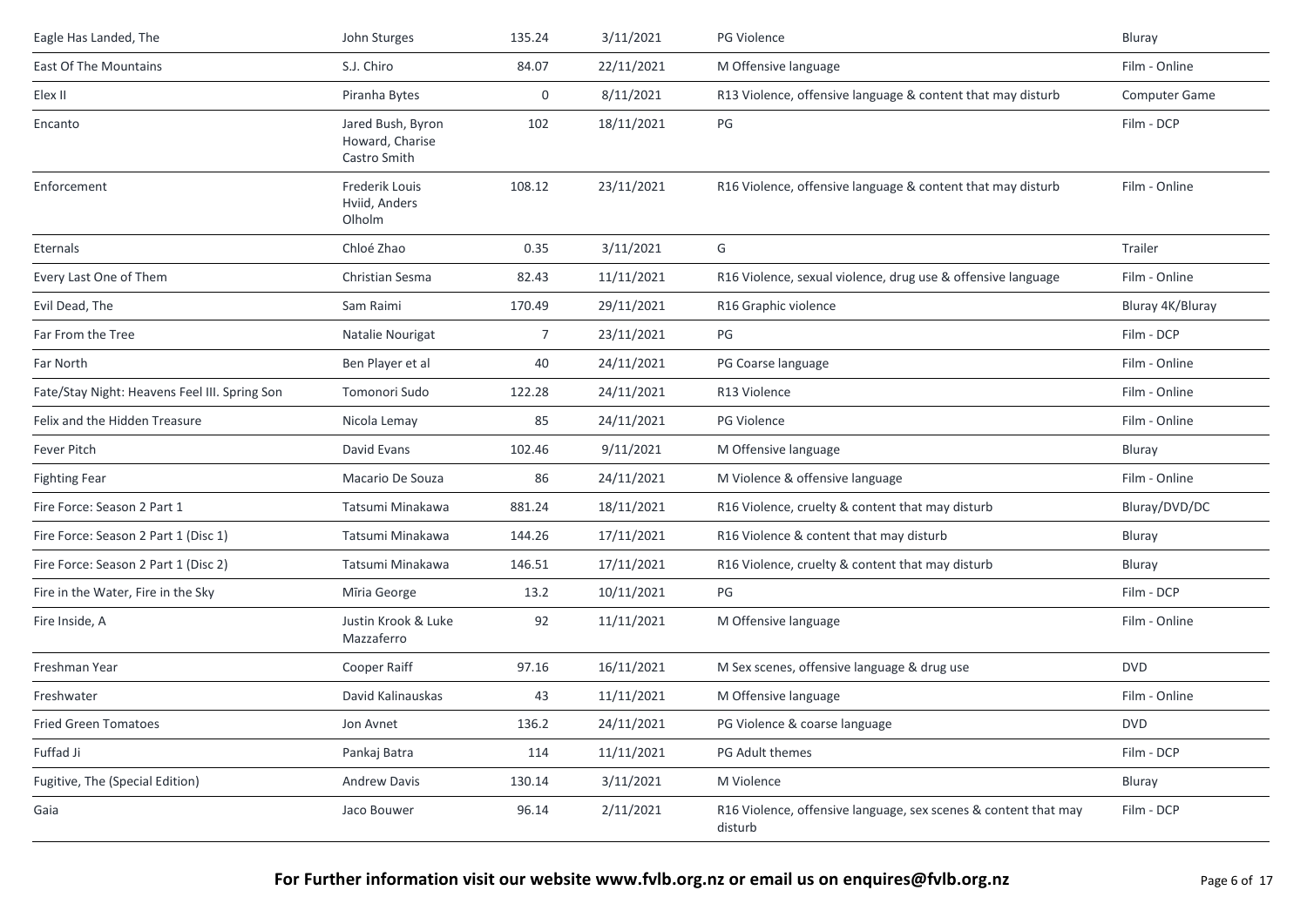| | | | | | |
|---|---|---|---|---|---|
| Eagle Has Landed, The | John Sturges | 135.24 | 3/11/2021 | PG Violence | Bluray |
| East Of The Mountains | S.J. Chiro | 84.07 | 22/11/2021 | M Offensive language | Film - Online |
| Elex II | Piranha Bytes | 0 | 8/11/2021 | R13 Violence, offensive language & content that may disturb | Computer Game |
| Encanto | Jared Bush, Byron Howard, Charise Castro Smith | 102 | 18/11/2021 | PG | Film - DCP |
| Enforcement | Frederik Louis Hviid, Anders Olholm | 108.12 | 23/11/2021 | R16 Violence, offensive language & content that may disturb | Film - Online |
| Eternals | Chloé Zhao | 0.35 | 3/11/2021 | G | Trailer |
| Every Last One of Them | Christian Sesma | 82.43 | 11/11/2021 | R16 Violence, sexual violence, drug use & offensive language | Film - Online |
| Evil Dead, The | Sam Raimi | 170.49 | 29/11/2021 | R16 Graphic violence | Bluray 4K/Bluray |
| Far From the Tree | Natalie Nourigat | 7 | 23/11/2021 | PG | Film - DCP |
| Far North | Ben Player et al | 40 | 24/11/2021 | PG Coarse language | Film - Online |
| Fate/Stay Night: Heavens Feel III. Spring Son | Tomonori Sudo | 122.28 | 24/11/2021 | R13 Violence | Film - Online |
| Felix and the Hidden Treasure | Nicola Lemay | 85 | 24/11/2021 | PG Violence | Film - Online |
| Fever Pitch | David Evans | 102.46 | 9/11/2021 | M Offensive language | Bluray |
| Fighting Fear | Macario De Souza | 86 | 24/11/2021 | M Violence & offensive language | Film - Online |
| Fire Force: Season 2 Part 1 | Tatsumi Minakawa | 881.24 | 18/11/2021 | R16 Violence, cruelty & content that may disturb | Bluray/DVD/DC |
| Fire Force: Season 2 Part 1 (Disc 1) | Tatsumi Minakawa | 144.26 | 17/11/2021 | R16 Violence & content that may disturb | Bluray |
| Fire Force: Season 2 Part 1 (Disc 2) | Tatsumi Minakawa | 146.51 | 17/11/2021 | R16 Violence, cruelty & content that may disturb | Bluray |
| Fire in the Water, Fire in the Sky | Mīria George | 13.2 | 10/11/2021 | PG | Film - DCP |
| Fire Inside, A | Justin Krook & Luke Mazzaferro | 92 | 11/11/2021 | M Offensive language | Film - Online |
| Freshman Year | Cooper Raiff | 97.16 | 16/11/2021 | M Sex scenes, offensive language & drug use | DVD |
| Freshwater | David Kalinauskas | 43 | 11/11/2021 | M Offensive language | Film - Online |
| Fried Green Tomatoes | Jon Avnet | 136.2 | 24/11/2021 | PG Violence & coarse language | DVD |
| Fuffad Ji | Pankaj Batra | 114 | 11/11/2021 | PG Adult themes | Film - DCP |
| Fugitive, The (Special Edition) | Andrew Davis | 130.14 | 3/11/2021 | M Violence | Bluray |
| Gaia | Jaco Bouwer | 96.14 | 2/11/2021 | R16 Violence, offensive language, sex scenes & content that may disturb | Film - DCP |

**For Further information visit our website www.fvlb.org.nz or email us on enquires@fvlb.org.nz**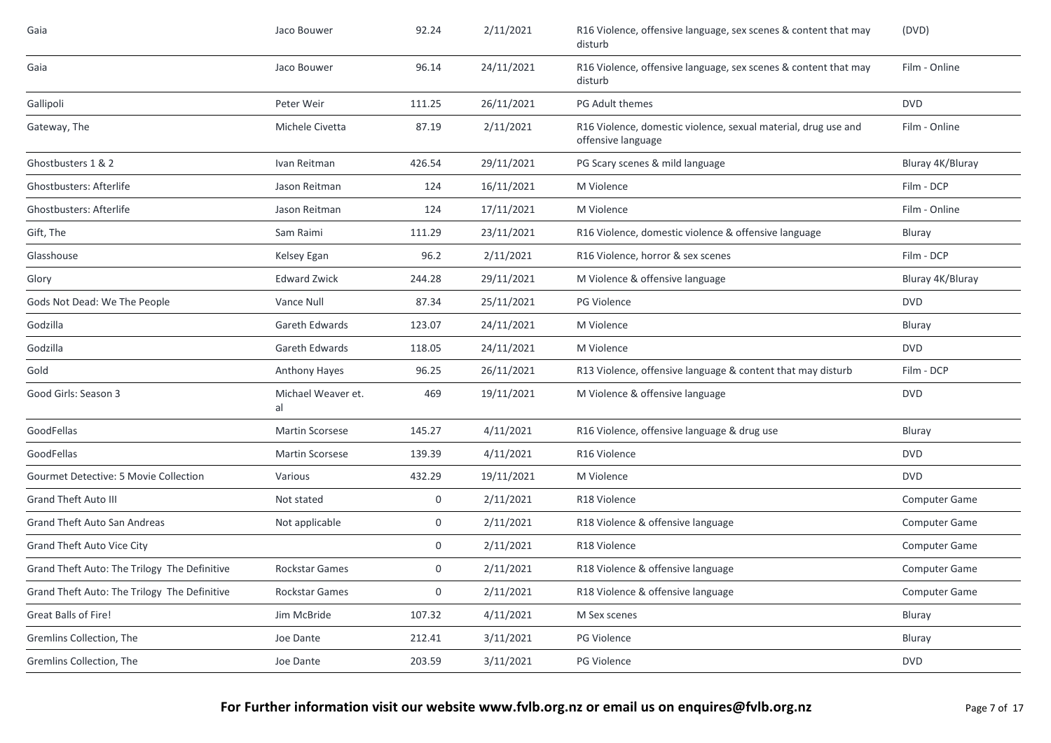| | | | | | |
|---|---|---|---|---|---|
| Gaia | Jaco Bouwer | 92.24 | 2/11/2021 | R16 Violence, offensive language, sex scenes & content that may disturb | (DVD) |
| Gaia | Jaco Bouwer | 96.14 | 24/11/2021 | R16 Violence, offensive language, sex scenes & content that may disturb | Film - Online |
| Gallipoli | Peter Weir | 111.25 | 26/11/2021 | PG Adult themes | DVD |
| Gateway, The | Michele Civetta | 87.19 | 2/11/2021 | R16 Violence, domestic violence, sexual material, drug use and offensive language | Film - Online |
| Ghostbusters 1 & 2 | Ivan Reitman | 426.54 | 29/11/2021 | PG Scary scenes & mild language | Bluray 4K/Bluray |
| Ghostbusters: Afterlife | Jason Reitman | 124 | 16/11/2021 | M Violence | Film - DCP |
| Ghostbusters: Afterlife | Jason Reitman | 124 | 17/11/2021 | M Violence | Film - Online |
| Gift, The | Sam Raimi | 111.29 | 23/11/2021 | R16 Violence, domestic violence & offensive language | Bluray |
| Glasshouse | Kelsey Egan | 96.2 | 2/11/2021 | R16 Violence, horror & sex scenes | Film - DCP |
| Glory | Edward Zwick | 244.28 | 29/11/2021 | M Violence & offensive language | Bluray 4K/Bluray |
| Gods Not Dead: We The People | Vance Null | 87.34 | 25/11/2021 | PG Violence | DVD |
| Godzilla | Gareth Edwards | 123.07 | 24/11/2021 | M Violence | Bluray |
| Godzilla | Gareth Edwards | 118.05 | 24/11/2021 | M Violence | DVD |
| Gold | Anthony Hayes | 96.25 | 26/11/2021 | R13 Violence, offensive language & content that may disturb | Film - DCP |
| Good Girls: Season 3 | Michael Weaver et. al | 469 | 19/11/2021 | M Violence & offensive language | DVD |
| GoodFellas | Martin Scorsese | 145.27 | 4/11/2021 | R16 Violence, offensive language & drug use | Bluray |
| GoodFellas | Martin Scorsese | 139.39 | 4/11/2021 | R16 Violence | DVD |
| Gourmet Detective: 5 Movie Collection | Various | 432.29 | 19/11/2021 | M Violence | DVD |
| Grand Theft Auto III | Not stated | 0 | 2/11/2021 | R18 Violence | Computer Game |
| Grand Theft Auto San Andreas | Not applicable | 0 | 2/11/2021 | R18 Violence & offensive language | Computer Game |
| Grand Theft Auto Vice City | | 0 | 2/11/2021 | R18 Violence | Computer Game |
| Grand Theft Auto: The Trilogy The Definitive | Rockstar Games | 0 | 2/11/2021 | R18 Violence & offensive language | Computer Game |
| Grand Theft Auto: The Trilogy The Definitive | Rockstar Games | 0 | 2/11/2021 | R18 Violence & offensive language | Computer Game |
| Great Balls of Fire! | Jim McBride | 107.32 | 4/11/2021 | M Sex scenes | Bluray |
| Gremlins Collection, The | Joe Dante | 212.41 | 3/11/2021 | PG Violence | Bluray |
| Gremlins Collection, The | Joe Dante | 203.59 | 3/11/2021 | PG Violence | DVD |

**For Further information visit our website www.fvlb.org.nz or email us on enquires@fvlb.org.nz**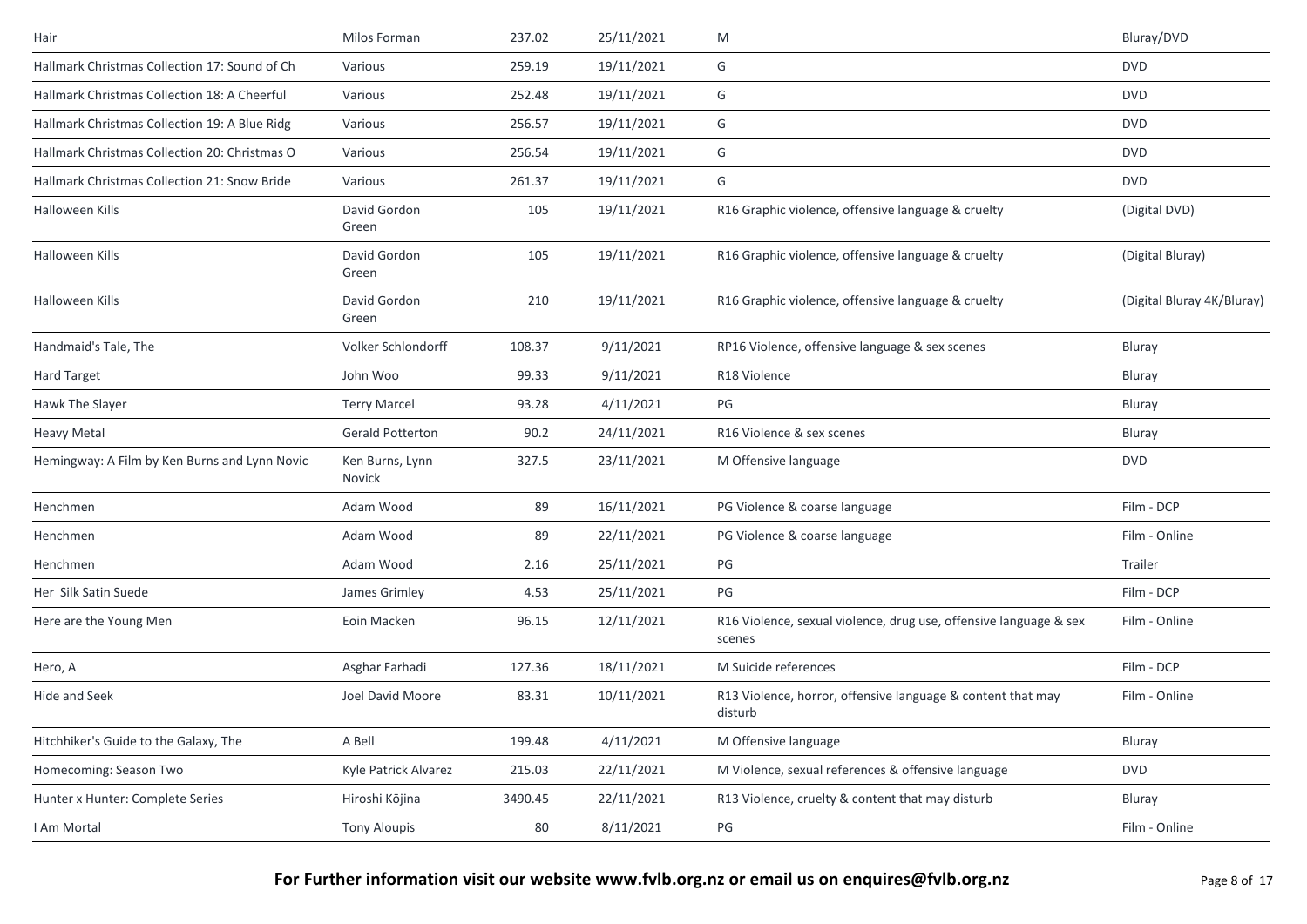| | | | | | |
|---|---|---|---|---|---|
| Hair | Milos Forman | 237.02 | 25/11/2021 | M | Bluray/DVD |
| Hallmark Christmas Collection 17: Sound of Ch | Various | 259.19 | 19/11/2021 | G | DVD |
| Hallmark Christmas Collection 18: A Cheerful | Various | 252.48 | 19/11/2021 | G | DVD |
| Hallmark Christmas Collection 19: A Blue Ridg | Various | 256.57 | 19/11/2021 | G | DVD |
| Hallmark Christmas Collection 20: Christmas O | Various | 256.54 | 19/11/2021 | G | DVD |
| Hallmark Christmas Collection 21: Snow Bride | Various | 261.37 | 19/11/2021 | G | DVD |
| Halloween Kills | David Gordon Green | 105 | 19/11/2021 | R16 Graphic violence, offensive language & cruelty | (Digital DVD) |
| Halloween Kills | David Gordon Green | 105 | 19/11/2021 | R16 Graphic violence, offensive language & cruelty | (Digital Bluray) |
| Halloween Kills | David Gordon Green | 210 | 19/11/2021 | R16 Graphic violence, offensive language & cruelty | (Digital Bluray 4K/Bluray) |
| Handmaid's Tale, The | Volker Schlondorff | 108.37 | 9/11/2021 | RP16 Violence, offensive language & sex scenes | Bluray |
| Hard Target | John Woo | 99.33 | 9/11/2021 | R18 Violence | Bluray |
| Hawk The Slayer | Terry Marcel | 93.28 | 4/11/2021 | PG | Bluray |
| Heavy Metal | Gerald Potterton | 90.2 | 24/11/2021 | R16 Violence & sex scenes | Bluray |
| Hemingway: A Film by Ken Burns and Lynn Novic | Ken Burns, Lynn Novick | 327.5 | 23/11/2021 | M Offensive language | DVD |
| Henchmen | Adam Wood | 89 | 16/11/2021 | PG Violence & coarse language | Film - DCP |
| Henchmen | Adam Wood | 89 | 22/11/2021 | PG Violence & coarse language | Film - Online |
| Henchmen | Adam Wood | 2.16 | 25/11/2021 | PG | Trailer |
| Her Silk Satin Suede | James Grimley | 4.53 | 25/11/2021 | PG | Film - DCP |
| Here are the Young Men | Eoin Macken | 96.15 | 12/11/2021 | R16 Violence, sexual violence, drug use, offensive language & sex scenes | Film - Online |
| Hero, A | Asghar Farhadi | 127.36 | 18/11/2021 | M Suicide references | Film - DCP |
| Hide and Seek | Joel David Moore | 83.31 | 10/11/2021 | R13 Violence, horror, offensive language & content that may disturb | Film - Online |
| Hitchhiker's Guide to the Galaxy, The | A Bell | 199.48 | 4/11/2021 | M Offensive language | Bluray |
| Homecoming: Season Two | Kyle Patrick Alvarez | 215.03 | 22/11/2021 | M Violence, sexual references & offensive language | DVD |
| Hunter x Hunter: Complete Series | Hiroshi Kōjina | 3490.45 | 22/11/2021 | R13 Violence, cruelty & content that may disturb | Bluray |
| I Am Mortal | Tony Aloupis | 80 | 8/11/2021 | PG | Film - Online |

**For Further information visit our website www.fvlb.org.nz or email us on enquires@fvlb.org.nz**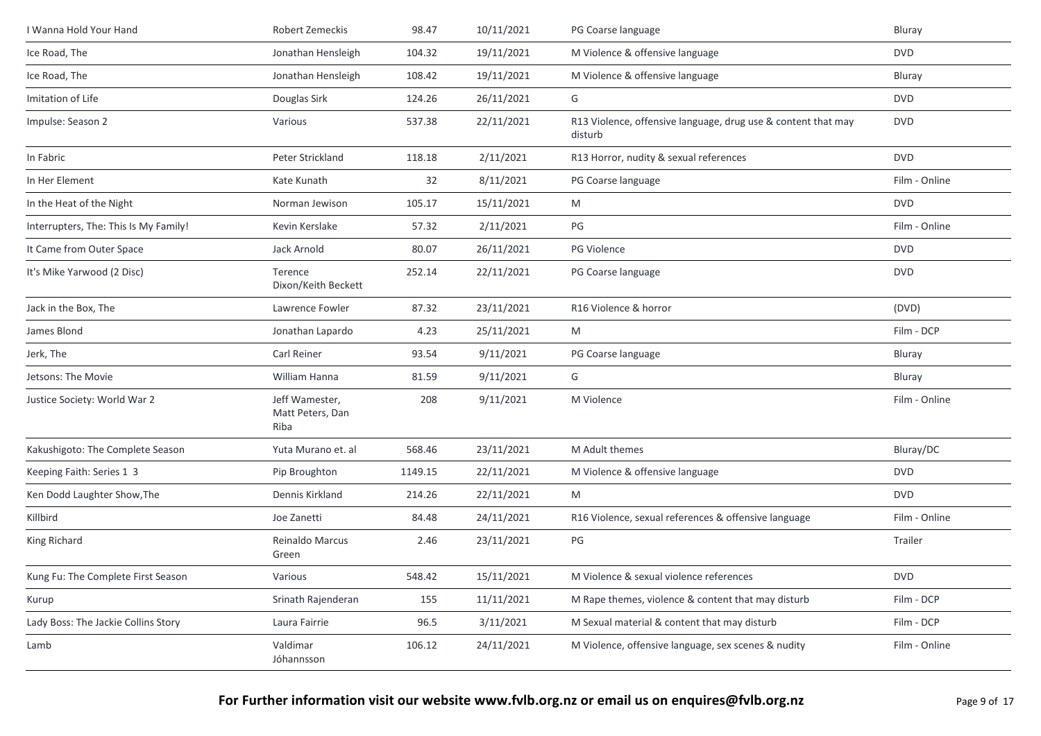| | | | | | |
|---|---|---|---|---|---|
| I Wanna Hold Your Hand | Robert Zemeckis | 98.47 | 10/11/2021 | PG Coarse language | Bluray |
| Ice Road, The | Jonathan Hensleigh | 104.32 | 19/11/2021 | M Violence & offensive language | DVD |
| Ice Road, The | Jonathan Hensleigh | 108.42 | 19/11/2021 | M Violence & offensive language | Bluray |
| Imitation of Life | Douglas Sirk | 124.26 | 26/11/2021 | G | DVD |
| Impulse: Season 2 | Various | 537.38 | 22/11/2021 | R13 Violence, offensive language, drug use & content that may disturb | DVD |
| In Fabric | Peter Strickland | 118.18 | 2/11/2021 | R13 Horror, nudity & sexual references | DVD |
| In Her Element | Kate Kunath | 32 | 8/11/2021 | PG Coarse language | Film - Online |
| In the Heat of the Night | Norman Jewison | 105.17 | 15/11/2021 | M | DVD |
| Interrupters, The: This Is My Family! | Kevin Kerslake | 57.32 | 2/11/2021 | PG | Film - Online |
| It Came from Outer Space | Jack Arnold | 80.07 | 26/11/2021 | PG Violence | DVD |
| It's Mike Yarwood (2 Disc) | Terence Dixon/Keith Beckett | 252.14 | 22/11/2021 | PG Coarse language | DVD |
| Jack in the Box, The | Lawrence Fowler | 87.32 | 23/11/2021 | R16 Violence & horror | (DVD) |
| James Blond | Jonathan Lapardo | 4.23 | 25/11/2021 | M | Film - DCP |
| Jerk, The | Carl Reiner | 93.54 | 9/11/2021 | PG Coarse language | Bluray |
| Jetsons: The Movie | William Hanna | 81.59 | 9/11/2021 | G | Bluray |
| Justice Society: World War 2 | Jeff Wamester, Matt Peters, Dan Riba | 208 | 9/11/2021 | M Violence | Film - Online |
| Kakushigoto: The Complete Season | Yuta Murano et. al | 568.46 | 23/11/2021 | M Adult themes | Bluray/DC |
| Keeping Faith: Series 1 3 | Pip Broughton | 1149.15 | 22/11/2021 | M Violence & offensive language | DVD |
| Ken Dodd Laughter Show,The | Dennis Kirkland | 214.26 | 22/11/2021 | M | DVD |
| Killbird | Joe Zanetti | 84.48 | 24/11/2021 | R16 Violence, sexual references & offensive language | Film - Online |
| King Richard | Reinaldo Marcus Green | 2.46 | 23/11/2021 | PG | Trailer |
| Kung Fu: The Complete First Season | Various | 548.42 | 15/11/2021 | M Violence & sexual violence references | DVD |
| Kurup | Srinath Rajenderan | 155 | 11/11/2021 | M Rape themes, violence & content that may disturb | Film - DCP |
| Lady Boss: The Jackie Collins Story | Laura Fairrie | 96.5 | 3/11/2021 | M Sexual material & content that may disturb | Film - DCP |
| Lamb | Valdimar Jóhannsson | 106.12 | 24/11/2021 | M Violence, offensive language, sex scenes & nudity | Film - Online |

**For Further information visit our website www.fvlb.org.nz or email us on enquires@fvlb.org.nz**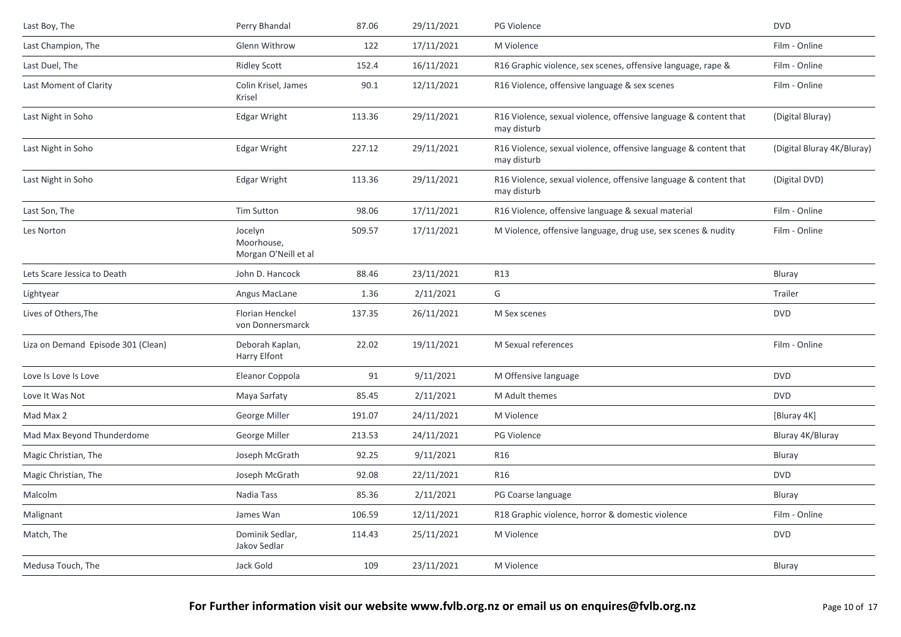| Last Boy, The | Perry Bhandal | 87.06 | 29/11/2021 | PG Violence | DVD |
|---|---|---|---|---|---|
| Last Champion, The | Glenn Withrow | 122 | 17/11/2021 | M Violence | Film - Online |
| Last Duel, The | Ridley Scott | 152.4 | 16/11/2021 | R16 Graphic violence, sex scenes, offensive language, rape & | Film - Online |
| Last Moment of Clarity | Colin Krisel, James Krisel | 90.1 | 12/11/2021 | R16 Violence, offensive language & sex scenes | Film - Online |
| Last Night in Soho | Edgar Wright | 113.36 | 29/11/2021 | R16 Violence, sexual violence, offensive language & content that may disturb | (Digital Bluray) |
| Last Night in Soho | Edgar Wright | 227.12 | 29/11/2021 | R16 Violence, sexual violence, offensive language & content that may disturb | (Digital Bluray 4K/Bluray) |
| Last Night in Soho | Edgar Wright | 113.36 | 29/11/2021 | R16 Violence, sexual violence, offensive language & content that may disturb | (Digital DVD) |
| Last Son, The | Tim Sutton | 98.06 | 17/11/2021 | R16 Violence, offensive language & sexual material | Film - Online |
| Les Norton | Jocelyn Moorhouse, Morgan O'Neill et al | 509.57 | 17/11/2021 | M Violence, offensive language, drug use, sex scenes & nudity | Film - Online |
| Lets Scare Jessica to Death | John D. Hancock | 88.46 | 23/11/2021 | R13 | Bluray |
| Lightyear | Angus MacLane | 1.36 | 2/11/2021 | G | Trailer |
| Lives of Others,The | Florian Henckel von Donnersmarck | 137.35 | 26/11/2021 | M Sex scenes | DVD |
| Liza on Demand Episode 301 (Clean) | Deborah Kaplan, Harry Elfont | 22.02 | 19/11/2021 | M Sexual references | Film - Online |
| Love Is Love Is Love | Eleanor Coppola | 91 | 9/11/2021 | M Offensive language | DVD |
| Love It Was Not | Maya Sarfaty | 85.45 | 2/11/2021 | M Adult themes | DVD |
| Mad Max 2 | George Miller | 191.07 | 24/11/2021 | M Violence | [Bluray 4K] |
| Mad Max Beyond Thunderdome | George Miller | 213.53 | 24/11/2021 | PG Violence | Bluray 4K/Bluray |
| Magic Christian, The | Joseph McGrath | 92.25 | 9/11/2021 | R16 | Bluray |
| Magic Christian, The | Joseph McGrath | 92.08 | 22/11/2021 | R16 | DVD |
| Malcolm | Nadia Tass | 85.36 | 2/11/2021 | PG Coarse language | Bluray |
| Malignant | James Wan | 106.59 | 12/11/2021 | R18 Graphic violence, horror & domestic violence | Film - Online |
| Match, The | Dominik Sedlar, Jakov Sedlar | 114.43 | 25/11/2021 | M Violence | DVD |
| Medusa Touch, The | Jack Gold | 109 | 23/11/2021 | M Violence | Bluray |

**For Further information visit our website www.fvlb.org.nz or email us on enquires@fvlb.org.nz**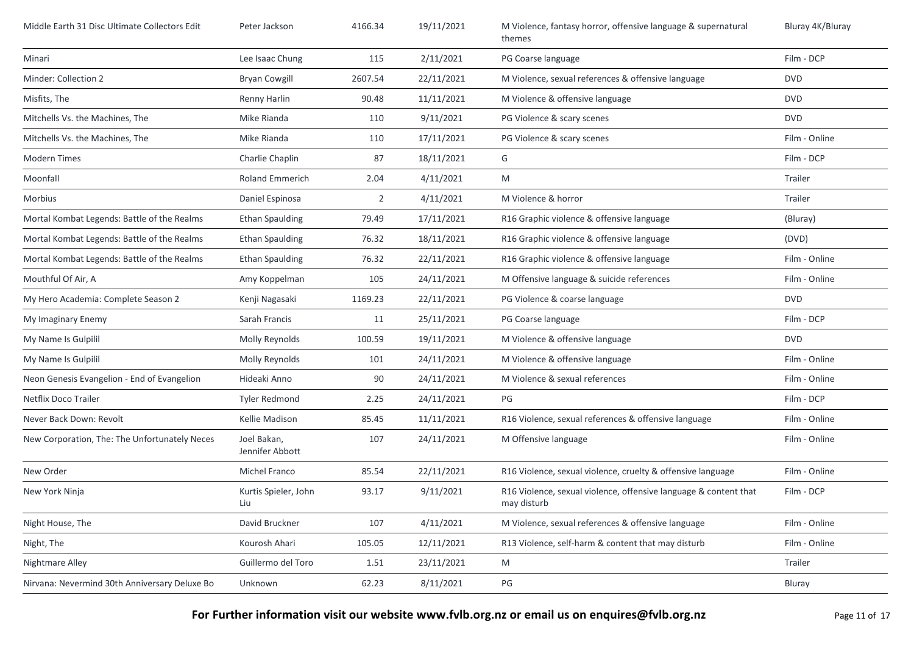| | | | | | |
|---|---|---|---|---|---|
| Middle Earth 31 Disc Ultimate Collectors Edit | Peter Jackson | 4166.34 | 19/11/2021 | M Violence, fantasy horror, offensive language & supernatural themes | Bluray 4K/Bluray |
| Minari | Lee Isaac Chung | 115 | 2/11/2021 | PG Coarse language | Film - DCP |
| Minder: Collection 2 | Bryan Cowgill | 2607.54 | 22/11/2021 | M Violence, sexual references & offensive language | DVD |
| Misfits, The | Renny Harlin | 90.48 | 11/11/2021 | M Violence & offensive language | DVD |
| Mitchells Vs. the Machines, The | Mike Rianda | 110 | 9/11/2021 | PG Violence & scary scenes | DVD |
| Mitchells Vs. the Machines, The | Mike Rianda | 110 | 17/11/2021 | PG Violence & scary scenes | Film - Online |
| Modern Times | Charlie Chaplin | 87 | 18/11/2021 | G | Film - DCP |
| Moonfall | Roland Emmerich | 2.04 | 4/11/2021 | M | Trailer |
| Morbius | Daniel Espinosa | 2 | 4/11/2021 | M Violence & horror | Trailer |
| Mortal Kombat Legends: Battle of the Realms | Ethan Spaulding | 79.49 | 17/11/2021 | R16 Graphic violence & offensive language | (Bluray) |
| Mortal Kombat Legends: Battle of the Realms | Ethan Spaulding | 76.32 | 18/11/2021 | R16 Graphic violence & offensive language | (DVD) |
| Mortal Kombat Legends: Battle of the Realms | Ethan Spaulding | 76.32 | 22/11/2021 | R16 Graphic violence & offensive language | Film - Online |
| Mouthful Of Air, A | Amy Koppelman | 105 | 24/11/2021 | M Offensive language & suicide references | Film - Online |
| My Hero Academia: Complete Season 2 | Kenji Nagasaki | 1169.23 | 22/11/2021 | PG Violence & coarse language | DVD |
| My Imaginary Enemy | Sarah Francis | 11 | 25/11/2021 | PG Coarse language | Film - DCP |
| My Name Is Gulpilil | Molly Reynolds | 100.59 | 19/11/2021 | M Violence & offensive language | DVD |
| My Name Is Gulpilil | Molly Reynolds | 101 | 24/11/2021 | M Violence & offensive language | Film - Online |
| Neon Genesis Evangelion - End of Evangelion | Hideaki Anno | 90 | 24/11/2021 | M Violence & sexual references | Film - Online |
| Netflix Doco Trailer | Tyler Redmond | 2.25 | 24/11/2021 | PG | Film - DCP |
| Never Back Down: Revolt | Kellie Madison | 85.45 | 11/11/2021 | R16 Violence, sexual references & offensive language | Film - Online |
| New Corporation, The: The Unfortunately Neces | Joel Bakan, Jennifer Abbott | 107 | 24/11/2021 | M Offensive language | Film - Online |
| New Order | Michel Franco | 85.54 | 22/11/2021 | R16 Violence, sexual violence, cruelty & offensive language | Film - Online |
| New York Ninja | Kurtis Spieler, John Liu | 93.17 | 9/11/2021 | R16 Violence, sexual violence, offensive language & content that may disturb | Film - DCP |
| Night House, The | David Bruckner | 107 | 4/11/2021 | M Violence, sexual references & offensive language | Film - Online |
| Night, The | Kourosh Ahari | 105.05 | 12/11/2021 | R13 Violence, self-harm & content that may disturb | Film - Online |
| Nightmare Alley | Guillermo del Toro | 1.51 | 23/11/2021 | M | Trailer |
| Nirvana: Nevermind 30th Anniversary Deluxe Bo | Unknown | 62.23 | 8/11/2021 | PG | Bluray |

**For Further information visit our website www.fvlb.org.nz or email us on enquires@fvlb.org.nz**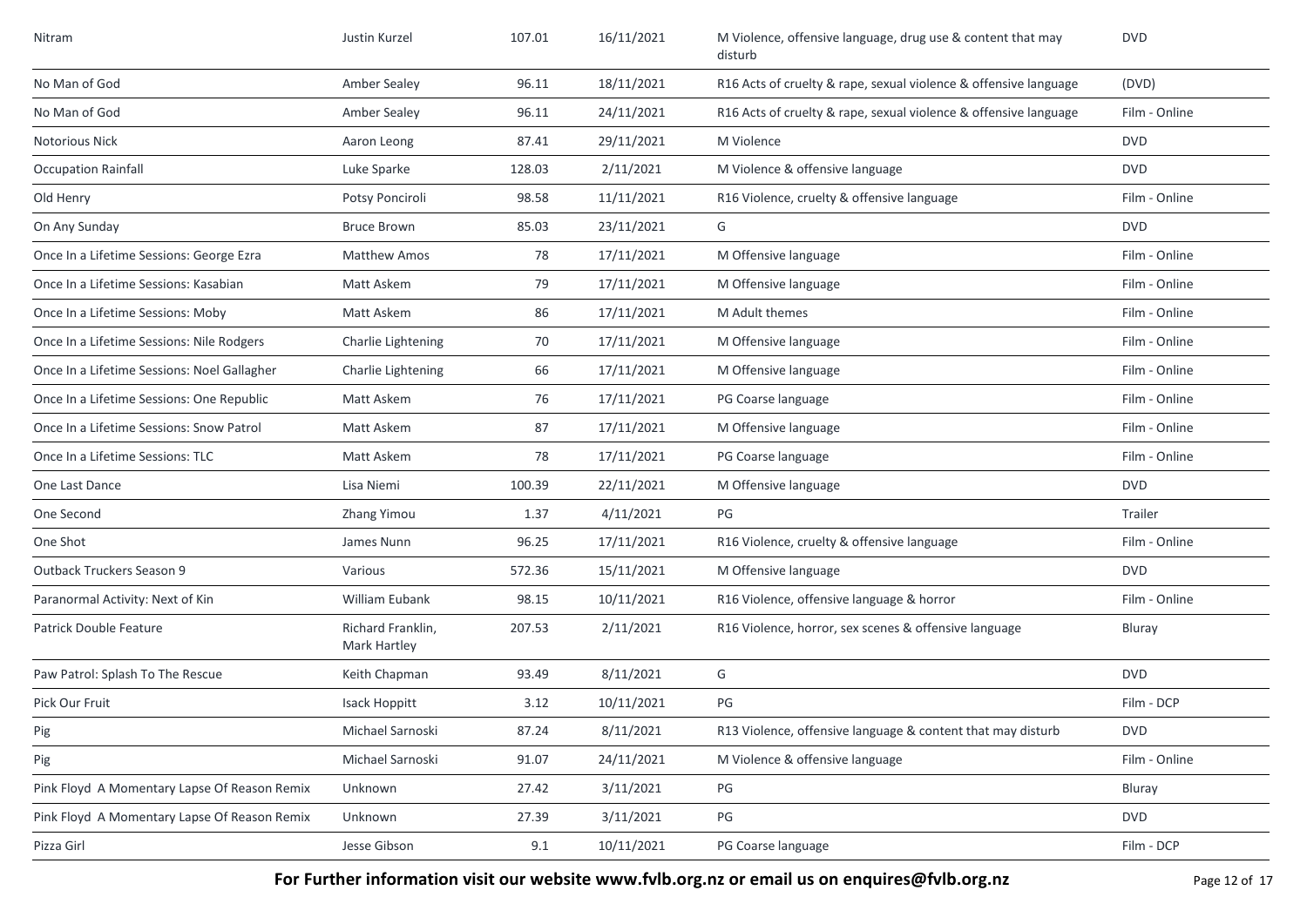| Nitram | Justin Kurzel | 107.01 | 16/11/2021 | M Violence, offensive language, drug use & content that may disturb | DVD |
|---|---|---|---|---|---|
| No Man of God | Amber Sealey | 96.11 | 18/11/2021 | R16 Acts of cruelty & rape, sexual violence & offensive language | (DVD) |
| No Man of God | Amber Sealey | 96.11 | 24/11/2021 | R16 Acts of cruelty & rape, sexual violence & offensive language | Film - Online |
| Notorious Nick | Aaron Leong | 87.41 | 29/11/2021 | M Violence | DVD |
| Occupation Rainfall | Luke Sparke | 128.03 | 2/11/2021 | M Violence & offensive language | DVD |
| Old Henry | Potsy Ponciroli | 98.58 | 11/11/2021 | R16 Violence, cruelty & offensive language | Film - Online |
| On Any Sunday | Bruce Brown | 85.03 | 23/11/2021 | G | DVD |
| Once In a Lifetime Sessions: George Ezra | Matthew Amos | 78 | 17/11/2021 | M Offensive language | Film - Online |
| Once In a Lifetime Sessions: Kasabian | Matt Askem | 79 | 17/11/2021 | M Offensive language | Film - Online |
| Once In a Lifetime Sessions: Moby | Matt Askem | 86 | 17/11/2021 | M Adult themes | Film - Online |
| Once In a Lifetime Sessions: Nile Rodgers | Charlie Lightening | 70 | 17/11/2021 | M Offensive language | Film - Online |
| Once In a Lifetime Sessions: Noel Gallagher | Charlie Lightening | 66 | 17/11/2021 | M Offensive language | Film - Online |
| Once In a Lifetime Sessions: One Republic | Matt Askem | 76 | 17/11/2021 | PG Coarse language | Film - Online |
| Once In a Lifetime Sessions: Snow Patrol | Matt Askem | 87 | 17/11/2021 | M Offensive language | Film - Online |
| Once In a Lifetime Sessions: TLC | Matt Askem | 78 | 17/11/2021 | PG Coarse language | Film - Online |
| One Last Dance | Lisa Niemi | 100.39 | 22/11/2021 | M Offensive language | DVD |
| One Second | Zhang Yimou | 1.37 | 4/11/2021 | PG | Trailer |
| One Shot | James Nunn | 96.25 | 17/11/2021 | R16 Violence, cruelty & offensive language | Film - Online |
| Outback Truckers Season 9 | Various | 572.36 | 15/11/2021 | M Offensive language | DVD |
| Paranormal Activity: Next of Kin | William Eubank | 98.15 | 10/11/2021 | R16 Violence, offensive language & horror | Film - Online |
| Patrick Double Feature | Richard Franklin, Mark Hartley | 207.53 | 2/11/2021 | R16 Violence, horror, sex scenes & offensive language | Bluray |
| Paw Patrol: Splash To The Rescue | Keith Chapman | 93.49 | 8/11/2021 | G | DVD |
| Pick Our Fruit | Isack Hoppitt | 3.12 | 10/11/2021 | PG | Film - DCP |
| Pig | Michael Sarnoski | 87.24 | 8/11/2021 | R13 Violence, offensive language & content that may disturb | DVD |
| Pig | Michael Sarnoski | 91.07 | 24/11/2021 | M Violence & offensive language | Film - Online |
| Pink Floyd A Momentary Lapse Of Reason Remix | Unknown | 27.42 | 3/11/2021 | PG | Bluray |
| Pink Floyd A Momentary Lapse Of Reason Remix | Unknown | 27.39 | 3/11/2021 | PG | DVD |
| Pizza Girl | Jesse Gibson | 9.1 | 10/11/2021 | PG Coarse language | Film - DCP |

**For Further information visit our website www.fvlb.org.nz or email us on enquires@fvlb.org.nz**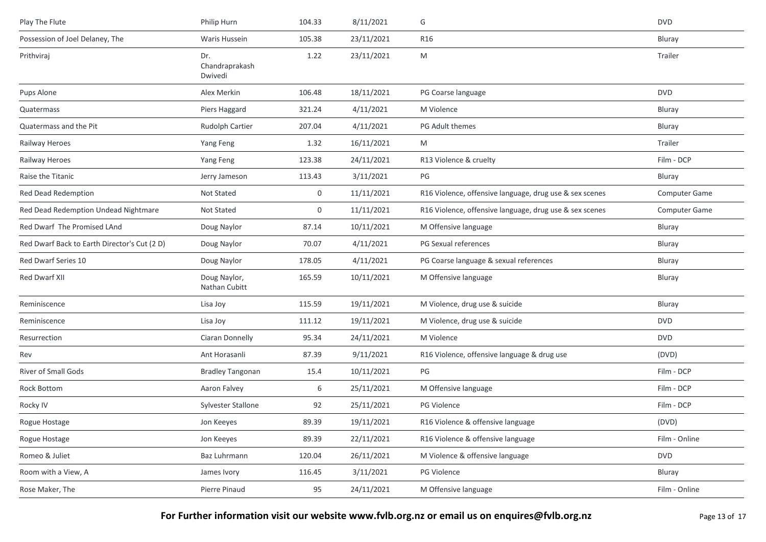| | | | | | |
|---|---|---|---|---|---|
| Play The Flute | Philip Hurn | 104.33 | 8/11/2021 | G | DVD |
| Possession of Joel Delaney, The | Waris Hussein | 105.38 | 23/11/2021 | R16 | Bluray |
| Prithviraj | Dr. Chandraprakash Dwivedi | 1.22 | 23/11/2021 | M | Trailer |
| Pups Alone | Alex Merkin | 106.48 | 18/11/2021 | PG Coarse language | DVD |
| Quatermass | Piers Haggard | 321.24 | 4/11/2021 | M Violence | Bluray |
| Quatermass and the Pit | Rudolph Cartier | 207.04 | 4/11/2021 | PG Adult themes | Bluray |
| Railway Heroes | Yang Feng | 1.32 | 16/11/2021 | M | Trailer |
| Railway Heroes | Yang Feng | 123.38 | 24/11/2021 | R13 Violence & cruelty | Film - DCP |
| Raise the Titanic | Jerry Jameson | 113.43 | 3/11/2021 | PG | Bluray |
| Red Dead Redemption | Not Stated | 0 | 11/11/2021 | R16 Violence, offensive language, drug use & sex scenes | Computer Game |
| Red Dead Redemption Undead Nightmare | Not Stated | 0 | 11/11/2021 | R16 Violence, offensive language, drug use & sex scenes | Computer Game |
| Red Dwarf The Promised LAnd | Doug Naylor | 87.14 | 10/11/2021 | M Offensive language | Bluray |
| Red Dwarf Back to Earth Director's Cut (2 D) | Doug Naylor | 70.07 | 4/11/2021 | PG Sexual references | Bluray |
| Red Dwarf Series 10 | Doug Naylor | 178.05 | 4/11/2021 | PG Coarse language & sexual references | Bluray |
| Red Dwarf XII | Doug Naylor, Nathan Cubitt | 165.59 | 10/11/2021 | M Offensive language | Bluray |
| Reminiscence | Lisa Joy | 115.59 | 19/11/2021 | M Violence, drug use & suicide | Bluray |
| Reminiscence | Lisa Joy | 111.12 | 19/11/2021 | M Violence, drug use & suicide | DVD |
| Resurrection | Ciaran Donnelly | 95.34 | 24/11/2021 | M Violence | DVD |
| Rev | Ant Horasanli | 87.39 | 9/11/2021 | R16 Violence, offensive language & drug use | (DVD) |
| River of Small Gods | Bradley Tangonan | 15.4 | 10/11/2021 | PG | Film - DCP |
| Rock Bottom | Aaron Falvey | 6 | 25/11/2021 | M Offensive language | Film - DCP |
| Rocky IV | Sylvester Stallone | 92 | 25/11/2021 | PG Violence | Film - DCP |
| Rogue Hostage | Jon Keeyes | 89.39 | 19/11/2021 | R16 Violence & offensive language | (DVD) |
| Rogue Hostage | Jon Keeyes | 89.39 | 22/11/2021 | R16 Violence & offensive language | Film - Online |
| Romeo & Juliet | Baz Luhrmann | 120.04 | 26/11/2021 | M Violence & offensive language | DVD |
| Room with a View, A | James Ivory | 116.45 | 3/11/2021 | PG Violence | Bluray |
| Rose Maker, The | Pierre Pinaud | 95 | 24/11/2021 | M Offensive language | Film - Online |

**For Further information visit our website www.fvlb.org.nz or email us on enquires@fvlb.org.nz**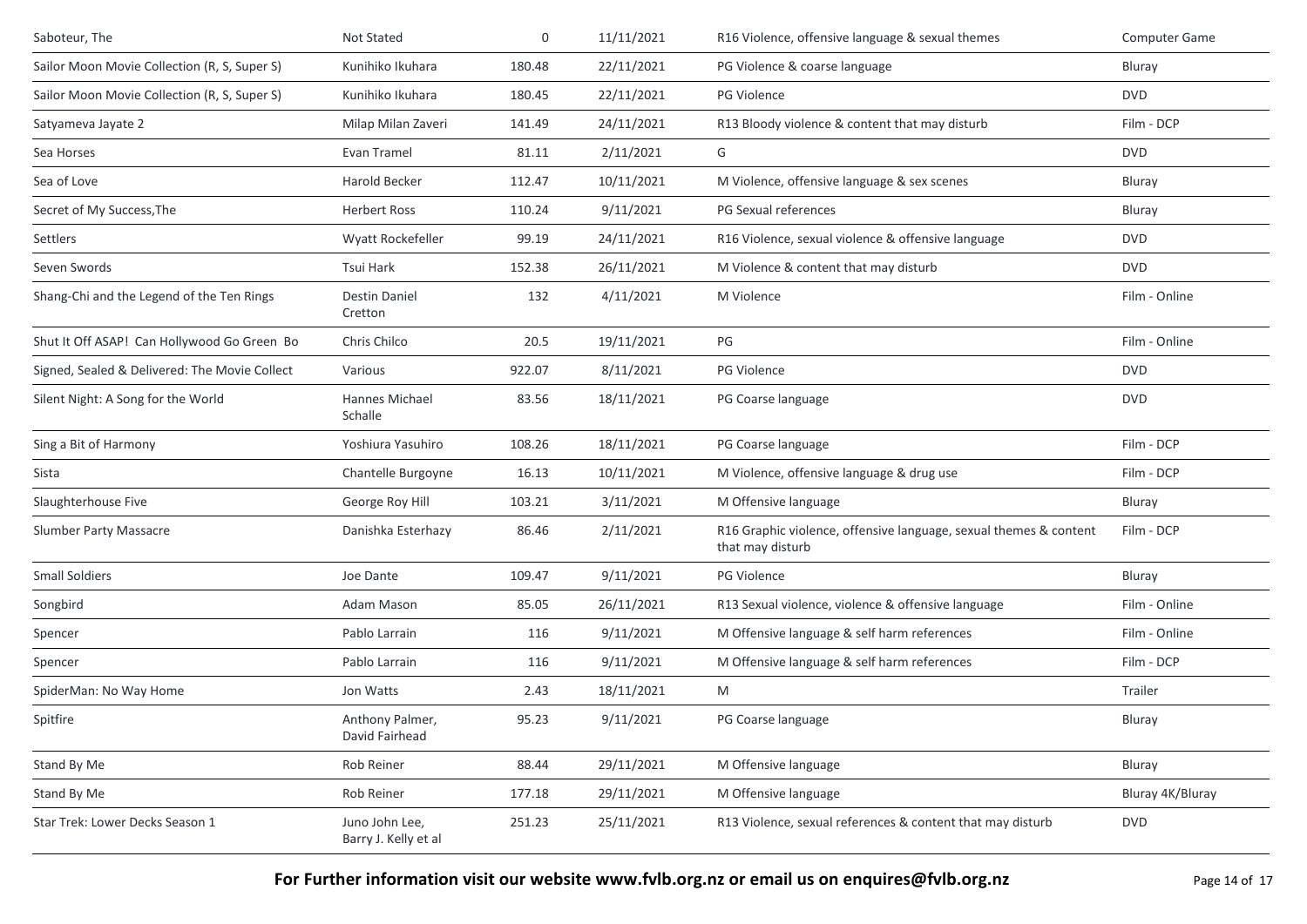| Saboteur, The | Not Stated | 0 | 11/11/2021 | R16 Violence, offensive language & sexual themes | Computer Game |
|---|---|---|---|---|---|
| Sailor Moon Movie Collection (R, S, Super S) | Kunihiko Ikuhara | 180.48 | 22/11/2021 | PG Violence & coarse language | Bluray |
| Sailor Moon Movie Collection (R, S, Super S) | Kunihiko Ikuhara | 180.45 | 22/11/2021 | PG Violence | DVD |
| Satyameva Jayate 2 | Milap Milan Zaveri | 141.49 | 24/11/2021 | R13 Bloody violence & content that may disturb | Film - DCP |
| Sea Horses | Evan Tramel | 81.11 | 2/11/2021 | G | DVD |
| Sea of Love | Harold Becker | 112.47 | 10/11/2021 | M Violence, offensive language & sex scenes | Bluray |
| Secret of My Success,The | Herbert Ross | 110.24 | 9/11/2021 | PG Sexual references | Bluray |
| Settlers | Wyatt Rockefeller | 99.19 | 24/11/2021 | R16 Violence, sexual violence & offensive language | DVD |
| Seven Swords | Tsui Hark | 152.38 | 26/11/2021 | M Violence & content that may disturb | DVD |
| Shang-Chi and the Legend of the Ten Rings | Destin Daniel Cretton | 132 | 4/11/2021 | M Violence | Film - Online |
| Shut It Off ASAP! Can Hollywood Go Green Bo | Chris Chilco | 20.5 | 19/11/2021 | PG | Film - Online |
| Signed, Sealed & Delivered: The Movie Collect | Various | 922.07 | 8/11/2021 | PG Violence | DVD |
| Silent Night: A Song for the World | Hannes Michael Schalle | 83.56 | 18/11/2021 | PG Coarse language | DVD |
| Sing a Bit of Harmony | Yoshiura Yasuhiro | 108.26 | 18/11/2021 | PG Coarse language | Film - DCP |
| Sista | Chantelle Burgoyne | 16.13 | 10/11/2021 | M Violence, offensive language & drug use | Film - DCP |
| Slaughterhouse Five | George Roy Hill | 103.21 | 3/11/2021 | M Offensive language | Bluray |
| Slumber Party Massacre | Danishka Esterhazy | 86.46 | 2/11/2021 | R16 Graphic violence, offensive language, sexual themes & content that may disturb | Film - DCP |
| Small Soldiers | Joe Dante | 109.47 | 9/11/2021 | PG Violence | Bluray |
| Songbird | Adam Mason | 85.05 | 26/11/2021 | R13 Sexual violence, violence & offensive language | Film - Online |
| Spencer | Pablo Larrain | 116 | 9/11/2021 | M Offensive language & self harm references | Film - Online |
| Spencer | Pablo Larrain | 116 | 9/11/2021 | M Offensive language & self harm references | Film - DCP |
| SpiderMan: No Way Home | Jon Watts | 2.43 | 18/11/2021 | M | Trailer |
| Spitfire | Anthony Palmer, David Fairhead | 95.23 | 9/11/2021 | PG Coarse language | Bluray |
| Stand By Me | Rob Reiner | 88.44 | 29/11/2021 | M Offensive language | Bluray |
| Stand By Me | Rob Reiner | 177.18 | 29/11/2021 | M Offensive language | Bluray 4K/Bluray |
| Star Trek: Lower Decks Season 1 | Juno John Lee, Barry J. Kelly et al | 251.23 | 25/11/2021 | R13 Violence, sexual references & content that may disturb | DVD |

**For Further information visit our website www.fvlb.org.nz or email us on enquires@fvlb.org.nz**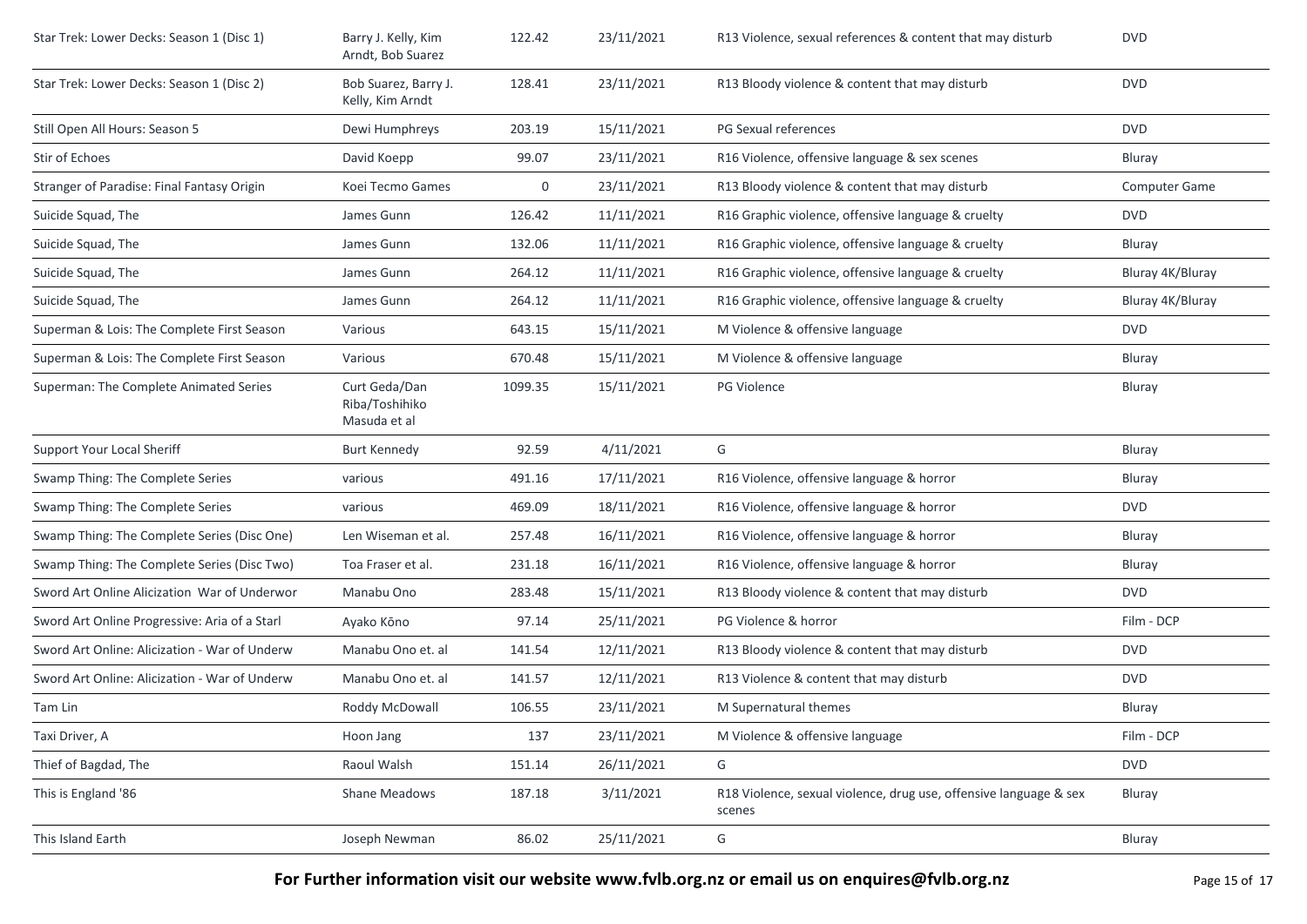| | | | | | |
|---|---|---|---|---|---|
| Star Trek: Lower Decks: Season 1 (Disc 1) | Barry J. Kelly, Kim Arndt, Bob Suarez | 122.42 | 23/11/2021 | R13 Violence, sexual references & content that may disturb | DVD |
| Star Trek: Lower Decks: Season 1 (Disc 2) | Bob Suarez, Barry J. Kelly, Kim Arndt | 128.41 | 23/11/2021 | R13 Bloody violence & content that may disturb | DVD |
| Still Open All Hours: Season 5 | Dewi Humphreys | 203.19 | 15/11/2021 | PG Sexual references | DVD |
| Stir of Echoes | David Koepp | 99.07 | 23/11/2021 | R16 Violence, offensive language & sex scenes | Bluray |
| Stranger of Paradise: Final Fantasy Origin | Koei Tecmo Games | 0 | 23/11/2021 | R13 Bloody violence & content that may disturb | Computer Game |
| Suicide Squad, The | James Gunn | 126.42 | 11/11/2021 | R16 Graphic violence, offensive language & cruelty | DVD |
| Suicide Squad, The | James Gunn | 132.06 | 11/11/2021 | R16 Graphic violence, offensive language & cruelty | Bluray |
| Suicide Squad, The | James Gunn | 264.12 | 11/11/2021 | R16 Graphic violence, offensive language & cruelty | Bluray 4K/Bluray |
| Suicide Squad, The | James Gunn | 264.12 | 11/11/2021 | R16 Graphic violence, offensive language & cruelty | Bluray 4K/Bluray |
| Superman & Lois: The Complete First Season | Various | 643.15 | 15/11/2021 | M Violence & offensive language | DVD |
| Superman & Lois: The Complete First Season | Various | 670.48 | 15/11/2021 | M Violence & offensive language | Bluray |
| Superman: The Complete Animated Series | Curt Geda/Dan Riba/Toshihiko Masuda et al | 1099.35 | 15/11/2021 | PG Violence | Bluray |
| Support Your Local Sheriff | Burt Kennedy | 92.59 | 4/11/2021 | G | Bluray |
| Swamp Thing: The Complete Series | various | 491.16 | 17/11/2021 | R16 Violence, offensive language & horror | Bluray |
| Swamp Thing: The Complete Series | various | 469.09 | 18/11/2021 | R16 Violence, offensive language & horror | DVD |
| Swamp Thing: The Complete Series (Disc One) | Len Wiseman et al. | 257.48 | 16/11/2021 | R16 Violence, offensive language & horror | Bluray |
| Swamp Thing: The Complete Series (Disc Two) | Toa Fraser et al. | 231.18 | 16/11/2021 | R16 Violence, offensive language & horror | Bluray |
| Sword Art Online Alicization War of Underwor | Manabu Ono | 283.48 | 15/11/2021 | R13 Bloody violence & content that may disturb | DVD |
| Sword Art Online Progressive: Aria of a Starl | Ayako Kōno | 97.14 | 25/11/2021 | PG Violence & horror | Film - DCP |
| Sword Art Online: Alicization - War of Underw | Manabu Ono et. al | 141.54 | 12/11/2021 | R13 Bloody violence & content that may disturb | DVD |
| Sword Art Online: Alicization - War of Underw | Manabu Ono et. al | 141.57 | 12/11/2021 | R13 Violence & content that may disturb | DVD |
| Tam Lin | Roddy McDowall | 106.55 | 23/11/2021 | M Supernatural themes | Bluray |
| Taxi Driver, A | Hoon Jang | 137 | 23/11/2021 | M Violence & offensive language | Film - DCP |
| Thief of Bagdad, The | Raoul Walsh | 151.14 | 26/11/2021 | G | DVD |
| This is England '86 | Shane Meadows | 187.18 | 3/11/2021 | R18 Violence, sexual violence, drug use, offensive language & sex scenes | Bluray |
| This Island Earth | Joseph Newman | 86.02 | 25/11/2021 | G | Bluray |

**For Further information visit our website www.fvlb.org.nz or email us on enquires@fvlb.org.nz**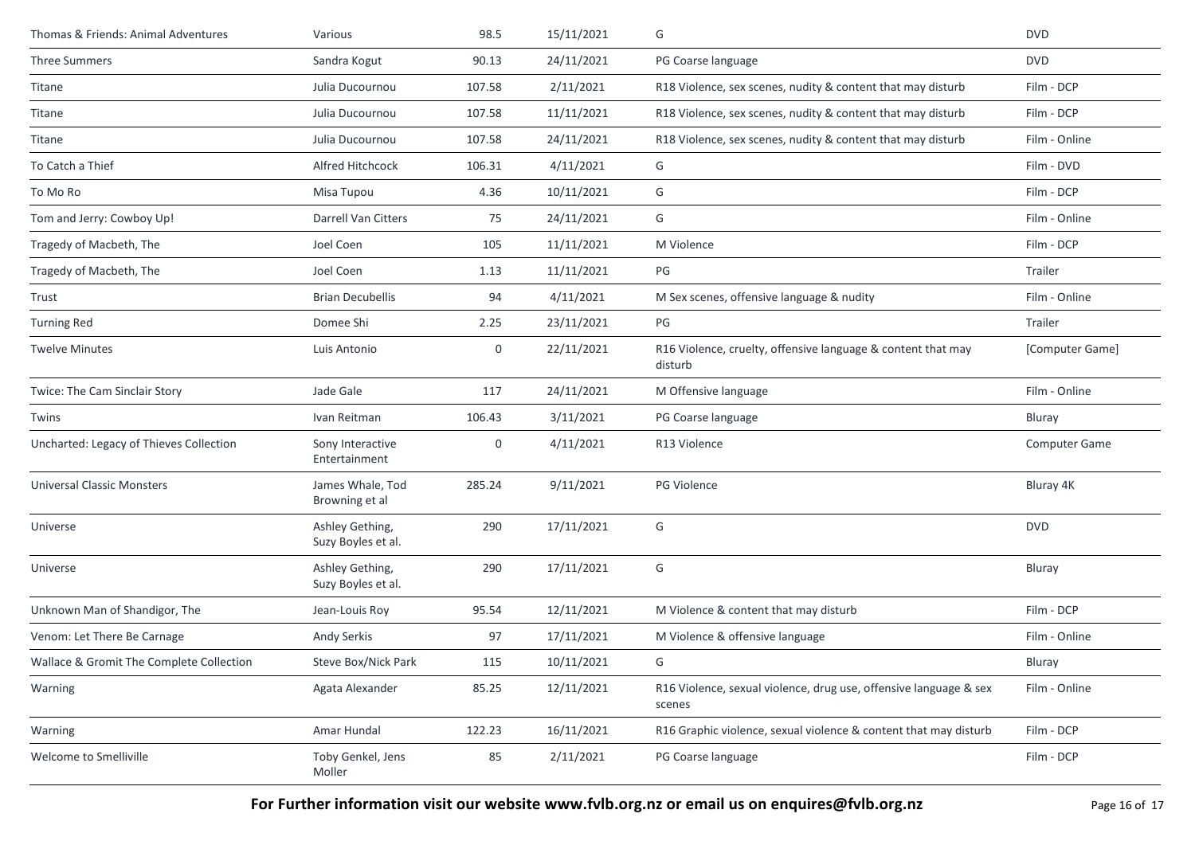| | | | | | |
|---|---|---|---|---|---|
| Thomas & Friends: Animal Adventures | Various | 98.5 | 15/11/2021 | G | DVD |
| Three Summers | Sandra Kogut | 90.13 | 24/11/2021 | PG Coarse language | DVD |
| Titane | Julia Ducournou | 107.58 | 2/11/2021 | R18 Violence, sex scenes, nudity & content that may disturb | Film - DCP |
| Titane | Julia Ducournou | 107.58 | 11/11/2021 | R18 Violence, sex scenes, nudity & content that may disturb | Film - DCP |
| Titane | Julia Ducournou | 107.58 | 24/11/2021 | R18 Violence, sex scenes, nudity & content that may disturb | Film - Online |
| To Catch a Thief | Alfred Hitchcock | 106.31 | 4/11/2021 | G | Film - DVD |
| To Mo Ro | Misa Tupou | 4.36 | 10/11/2021 | G | Film - DCP |
| Tom and Jerry: Cowboy Up! | Darrell Van Citters | 75 | 24/11/2021 | G | Film - Online |
| Tragedy of Macbeth, The | Joel Coen | 105 | 11/11/2021 | M Violence | Film - DCP |
| Tragedy of Macbeth, The | Joel Coen | 1.13 | 11/11/2021 | PG | Trailer |
| Trust | Brian Decubellis | 94 | 4/11/2021 | M Sex scenes, offensive language & nudity | Film - Online |
| Turning Red | Domee Shi | 2.25 | 23/11/2021 | PG | Trailer |
| Twelve Minutes | Luis Antonio | 0 | 22/11/2021 | R16 Violence, cruelty, offensive language & content that may disturb | [Computer Game] |
| Twice: The Cam Sinclair Story | Jade Gale | 117 | 24/11/2021 | M Offensive language | Film - Online |
| Twins | Ivan Reitman | 106.43 | 3/11/2021 | PG Coarse language | Bluray |
| Uncharted: Legacy of Thieves Collection | Sony Interactive Entertainment | 0 | 4/11/2021 | R13 Violence | Computer Game |
| Universal Classic Monsters | James Whale, Tod Browning et al | 285.24 | 9/11/2021 | PG Violence | Bluray 4K |
| Universe | Ashley Gething, Suzy Boyles et al. | 290 | 17/11/2021 | G | DVD |
| Universe | Ashley Gething, Suzy Boyles et al. | 290 | 17/11/2021 | G | Bluray |
| Unknown Man of Shandigor, The | Jean-Louis Roy | 95.54 | 12/11/2021 | M Violence & content that may disturb | Film - DCP |
| Venom: Let There Be Carnage | Andy Serkis | 97 | 17/11/2021 | M Violence & offensive language | Film - Online |
| Wallace & Gromit The Complete Collection | Steve Box/Nick Park | 115 | 10/11/2021 | G | Bluray |
| Warning | Agata Alexander | 85.25 | 12/11/2021 | R16 Violence, sexual violence, drug use, offensive language & sex scenes | Film - Online |
| Warning | Amar Hundal | 122.23 | 16/11/2021 | R16 Graphic violence, sexual violence & content that may disturb | Film - DCP |
| Welcome to Smelliville | Toby Genkel, Jens Moller | 85 | 2/11/2021 | PG Coarse language | Film - DCP |

**For Further information visit our website www.fvlb.org.nz or email us on enquires@fvlb.org.nz**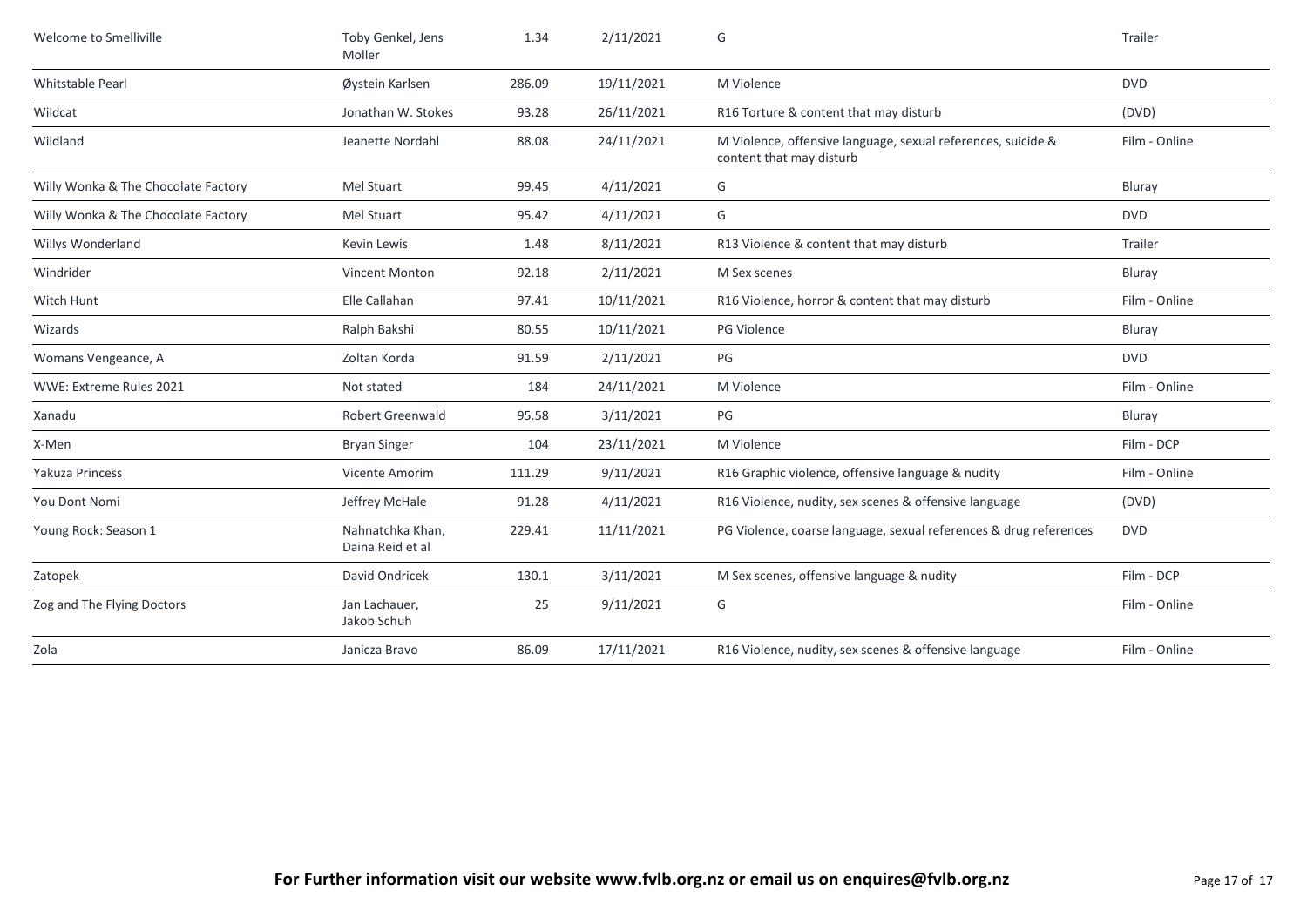| | | | | | |
|---|---|---|---|---|---|
| Welcome to Smelliville | Toby Genkel, Jens Moller | 1.34 | 2/11/2021 | G | Trailer |
| Whitstable Pearl | Øystein Karlsen | 286.09 | 19/11/2021 | M Violence | DVD |
| Wildcat | Jonathan W. Stokes | 93.28 | 26/11/2021 | R16 Torture & content that may disturb | (DVD) |
| Wildland | Jeanette Nordahl | 88.08 | 24/11/2021 | M Violence, offensive language, sexual references, suicide & content that may disturb | Film - Online |
| Willy Wonka & The Chocolate Factory | Mel Stuart | 99.45 | 4/11/2021 | G | Bluray |
| Willy Wonka & The Chocolate Factory | Mel Stuart | 95.42 | 4/11/2021 | G | DVD |
| Willys Wonderland | Kevin Lewis | 1.48 | 8/11/2021 | R13 Violence & content that may disturb | Trailer |
| Windrider | Vincent Monton | 92.18 | 2/11/2021 | M Sex scenes | Bluray |
| Witch Hunt | Elle Callahan | 97.41 | 10/11/2021 | R16 Violence, horror & content that may disturb | Film - Online |
| Wizards | Ralph Bakshi | 80.55 | 10/11/2021 | PG Violence | Bluray |
| Womans Vengeance, A | Zoltan Korda | 91.59 | 2/11/2021 | PG | DVD |
| WWE: Extreme Rules 2021 | Not stated | 184 | 24/11/2021 | M Violence | Film - Online |
| Xanadu | Robert Greenwald | 95.58 | 3/11/2021 | PG | Bluray |
| X-Men | Bryan Singer | 104 | 23/11/2021 | M Violence | Film - DCP |
| Yakuza Princess | Vicente Amorim | 111.29 | 9/11/2021 | R16 Graphic violence, offensive language & nudity | Film - Online |
| You Dont Nomi | Jeffrey McHale | 91.28 | 4/11/2021 | R16 Violence, nudity, sex scenes & offensive language | (DVD) |
| Young Rock: Season 1 | Nahnatchka Khan, Daina Reid et al | 229.41 | 11/11/2021 | PG Violence, coarse language, sexual references & drug references | DVD |
| Zatopek | David Ondricek | 130.1 | 3/11/2021 | M Sex scenes, offensive language & nudity | Film - DCP |
| Zog and The Flying Doctors | Jan Lachauer, Jakob Schuh | 25 | 9/11/2021 | G | Film - Online |
| Zola | Janicza Bravo | 86.09 | 17/11/2021 | R16 Violence, nudity, sex scenes & offensive language | Film - Online |

**For Further information visit our website www.fvlb.org.nz or email us on enquires@fvlb.org.nz**